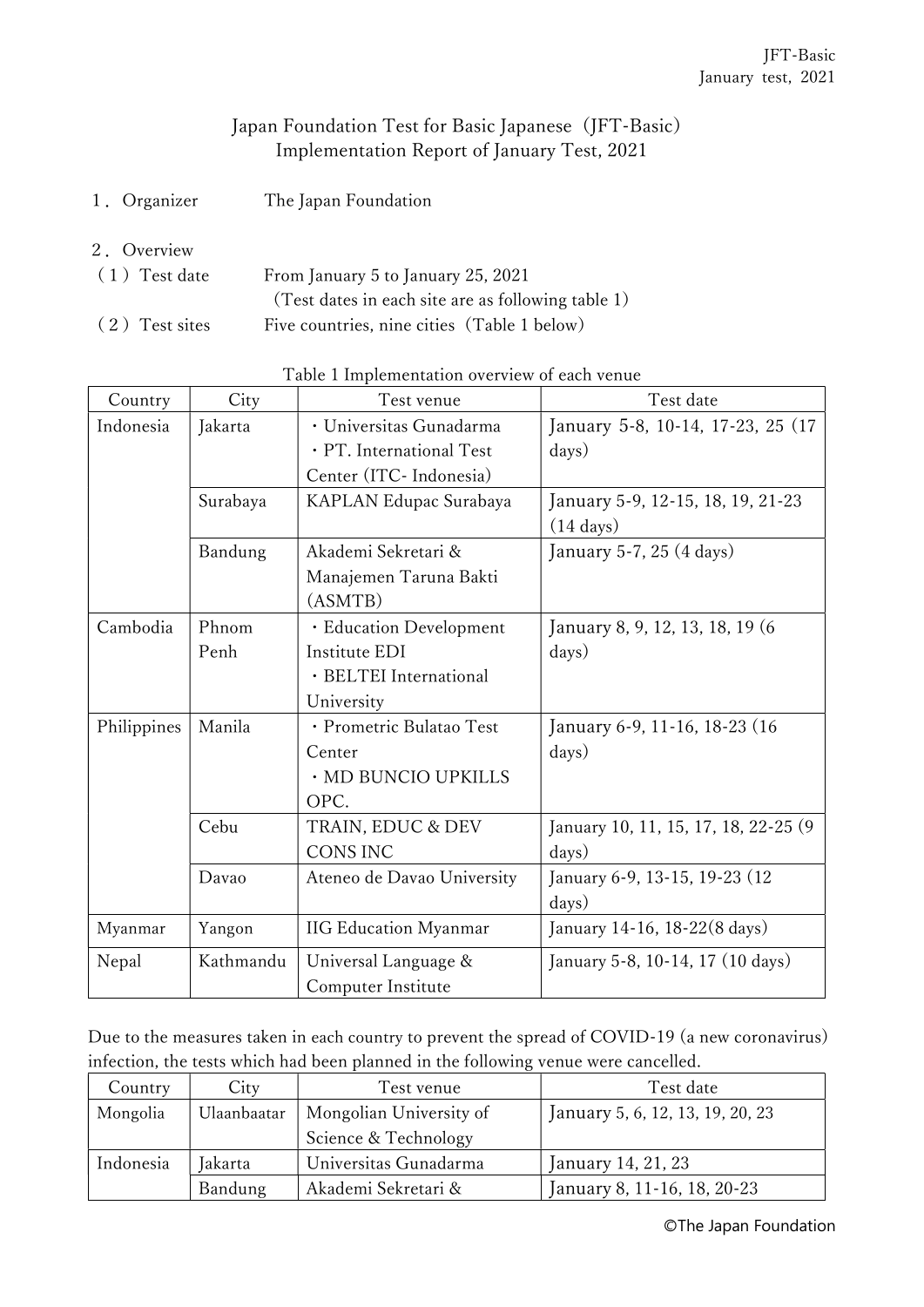# Japan Foundation Test for Basic Japanese（JFT-Basic）
# Implementation Report of January Test, 2021

１．Organizer　　The Japan Foundation

２．Overview

（１）Test date　　From January 5 to January 25, 2021
（Test dates in each site are as following table 1）

（２）Test sites　　Five countries, nine cities（Table 1 below）

Table 1 Implementation overview of each venue

| Country | City | Test venue | Test date |
|---|---|---|---|
| Indonesia | Jakarta | ・Universitas Gunadarma<br>・PT. International Test Center (ITC- Indonesia) | January 5-8, 10-14, 17-23, 25 (17 days) |
| | Surabaya | KAPLAN Edupac Surabaya | January 5-9, 12-15, 18, 19, 21-23 (14 days) |
| | Bandung | Akademi Sekretari & Manajemen Taruna Bakti (ASMTB) | January 5-7, 25 (4 days) |
| Cambodia | Phnom Penh | ・Education Development Institute EDI<br>・BELTEI International University | January 8, 9, 12, 13, 18, 19 (6 days) |
| Philippines | Manila | ・Prometric Bulatao Test Center<br>・MD BUNCIO UPKILLS OPC. | January 6-9, 11-16, 18-23 (16 days) |
| | Cebu | TRAIN, EDUC & DEV CONS INC | January 10, 11, 15, 17, 18, 22-25 (9 days) |
| | Davao | Ateneo de Davao University | January 6-9, 13-15, 19-23 (12 days) |
| Myanmar | Yangon | IIG Education Myanmar | January 14-16, 18-22(8 days) |
| Nepal | Kathmandu | Universal Language & Computer Institute | January 5-8, 10-14, 17 (10 days) |

Due to the measures taken in each country to prevent the spread of COVID-19 (a new coronavirus) infection, the tests which had been planned in the following venue were cancelled.

| Country | City | Test venue | Test date |
|---|---|---|---|
| Mongolia | Ulaanbaatar | Mongolian University of Science & Technology | January 5, 6, 12, 13, 19, 20, 23 |
| Indonesia | Jakarta | Universitas Gunadarma | January 14, 21, 23 |
| | Bandung | Akademi Sekretari & | January 8, 11-16, 18, 20-23 |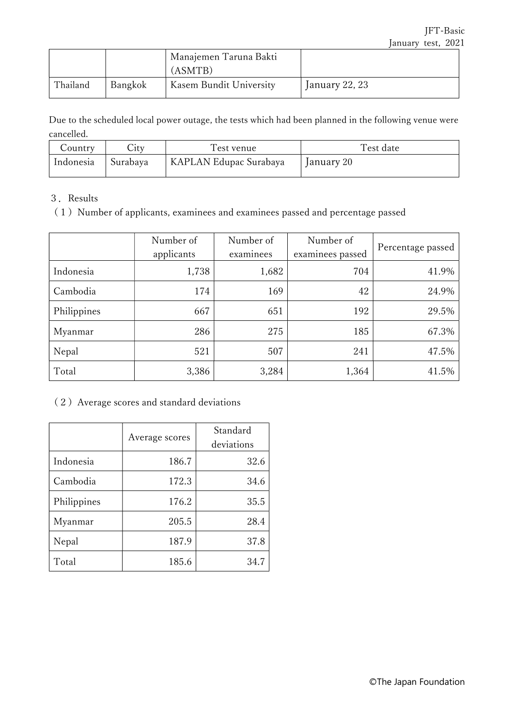| | | | |
|---|---|---|---|
| | | Manajemen Taruna Bakti (ASMTB) | |
| Thailand | Bangkok | Kasem Bundit University | January 22, 23 |

Due to the scheduled local power outage, the tests which had been planned in the following venue were cancelled.

| Country | City | Test venue | Test date |
|---|---|---|---|
| Indonesia | Surabaya | KAPLAN Edupac Surabaya | January 20 |

３．Results

（１）Number of applicants, examinees and examinees passed and percentage passed

| | Number of applicants | Number of examinees | Number of examinees passed | Percentage passed |
|---|---|---|---|---|
| Indonesia | 1,738 | 1,682 | 704 | 41.9% |
| Cambodia | 174 | 169 | 42 | 24.9% |
| Philippines | 667 | 651 | 192 | 29.5% |
| Myanmar | 286 | 275 | 185 | 67.3% |
| Nepal | 521 | 507 | 241 | 47.5% |
| Total | 3,386 | 3,284 | 1,364 | 41.5% |

（２）Average scores and standard deviations

| | Average scores | Standard deviations |
|---|---|---|
| Indonesia | 186.7 | 32.6 |
| Cambodia | 172.3 | 34.6 |
| Philippines | 176.2 | 35.5 |
| Myanmar | 205.5 | 28.4 |
| Nepal | 187.9 | 37.8 |
| Total | 185.6 | 34.7 |

©The Japan Foundation